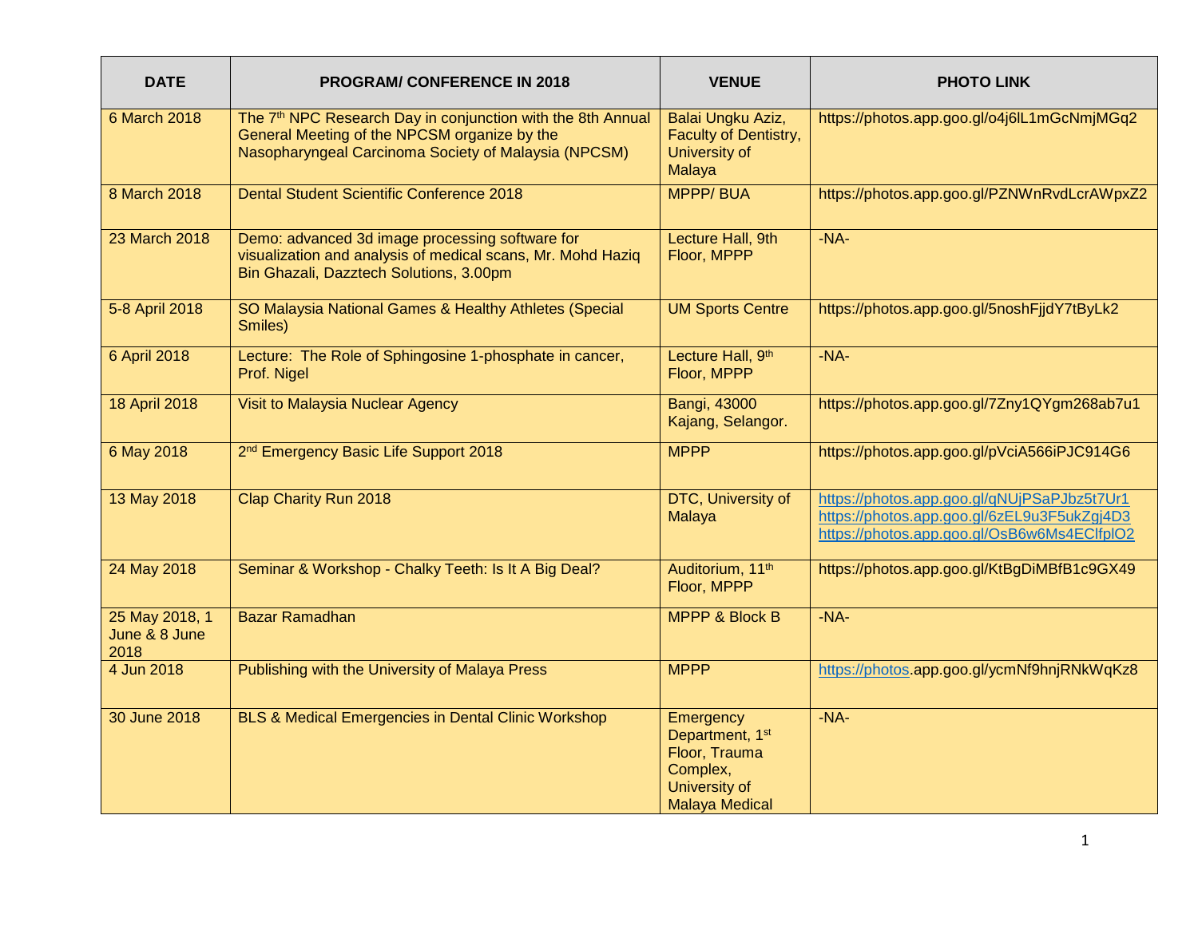| DATE | PROGRAM/ CONFERENCE IN 2018 | VENUE | PHOTO LINK |
|---|---|---|---|
| 6 March 2018 | The 7th NPC Research Day in conjunction with the 8th Annual General Meeting of the NPCSM organize by the Nasopharyngeal Carcinoma Society of Malaysia (NPCSM) | Balai Ungku Aziz, Faculty of Dentistry, University of Malaya | https://photos.app.goo.gl/o4j6lL1mGcNmjMGq2 |
| 8 March 2018 | Dental Student Scientific Conference 2018 | MPPP/ BUA | https://photos.app.goo.gl/PZNWnRvdLcrAWpxZ2 |
| 23 March 2018 | Demo: advanced 3d image processing software for visualization and analysis of medical scans, Mr. Mohd Haziq Bin Ghazali, Dazztech Solutions, 3.00pm | Lecture Hall, 9th Floor, MPPP | -NA- |
| 5-8 April 2018 | SO Malaysia National Games & Healthy Athletes (Special Smiles) | UM Sports Centre | https://photos.app.goo.gl/5noshFjjdY7tByLk2 |
| 6 April 2018 | Lecture: The Role of Sphingosine 1-phosphate in cancer, Prof. Nigel | Lecture Hall, 9th Floor, MPPP | -NA- |
| 18 April 2018 | Visit to Malaysia Nuclear Agency | Bangi, 43000 Kajang, Selangor. | https://photos.app.goo.gl/7Zny1QYgm268ab7u1 |
| 6 May 2018 | 2nd Emergency Basic Life Support 2018 | MPPP | https://photos.app.goo.gl/pVciA566iPJC914G6 |
| 13 May 2018 | Clap Charity Run 2018 | DTC, University of Malaya | https://photos.app.goo.gl/qNUjPSaPJbz5t7Ur1 https://photos.app.goo.gl/6zEL9u3F5ukZgj4D3 https://photos.app.goo.gl/OsB6w6Ms4EClfplO2 |
| 24 May 2018 | Seminar & Workshop - Chalky Teeth: Is It A Big Deal? | Auditorium, 11th Floor, MPPP | https://photos.app.goo.gl/KtBgDiMBfB1c9GX49 |
| 25 May 2018, 1 June & 8 June 2018 | Bazar Ramadhan | MPPP & Block B | -NA- |
| 4 Jun 2018 | Publishing with the University of Malaya Press | MPPP | https://photos.app.goo.gl/ycmNf9hnjRNkWqKz8 |
| 30 June 2018 | BLS & Medical Emergencies in Dental Clinic Workshop | Emergency Department, 1st Floor, Trauma Complex, University of Malaya Medical | -NA- |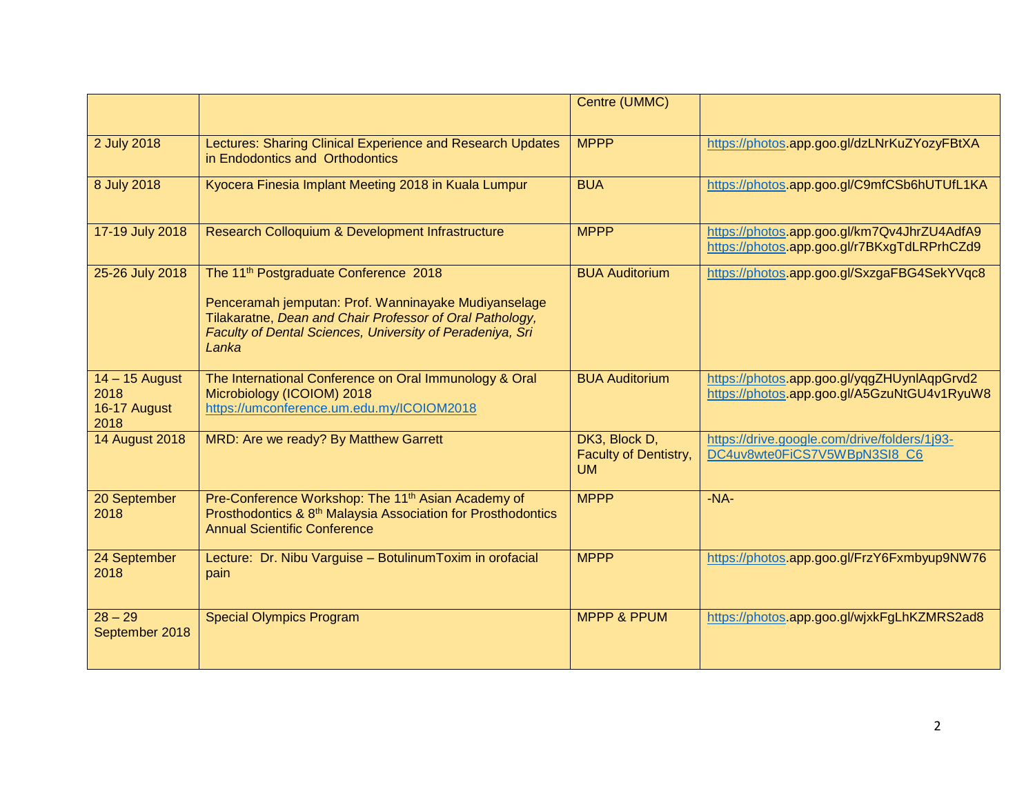| | | Centre (UMMC) | |
|---|---|---|---|
| 2 July 2018 | Lectures: Sharing Clinical Experience and Research Updates in Endodontics and Orthodontics | MPPP | https://photos.app.goo.gl/dzLNrKuZYozyFBtXA |
| 8 July 2018 | Kyocera Finesia Implant Meeting 2018 in Kuala Lumpur | BUA | https://photos.app.goo.gl/C9mfCSb6hUTUfL1KA |
| 17-19 July 2018 | Research Colloquium & Development Infrastructure | MPPP | https://photos.app.goo.gl/km7Qv4JhrZU4AdfA9 https://photos.app.goo.gl/r7BKxgTdLRPrhCZd9 |
| 25-26 July 2018 | The 11th Postgraduate Conference 2018<br><br>Penceramah jemputan: Prof. Wanninayake Mudiyanselage Tilakaratne, *Dean and Chair Professor of Oral Pathology, Faculty of Dental Sciences, University of Peradeniya, Sri Lanka* | BUA Auditorium | https://photos.app.goo.gl/SxzgaFBG4SekYVqc8 |
| 14 – 15 August 2018<br>16-17 August 2018 | The International Conference on Oral Immunology & Oral Microbiology (ICOIOM) 2018<br>https://umconference.um.edu.my/ICOIOM2018 | BUA Auditorium | https://photos.app.goo.gl/yqgZHUynlAqpGrvd2 https://photos.app.goo.gl/A5GzuNtGU4v1RyuW8 |
| 14 August 2018 | MRD: Are we ready? By Matthew Garrett | DK3, Block D, Faculty of Dentistry, UM | https://drive.google.com/drive/folders/1j93-DC4uv8wte0FiCS7V5WBpN3SI8_C6 |
| 20 September 2018 | Pre-Conference Workshop: The 11th Asian Academy of Prosthodontics & 8th Malaysia Association for Prosthodontics Annual Scientific Conference | MPPP | -NA- |
| 24 September 2018 | Lecture: Dr. Nibu Varguise – BotulinumToxim in orofacial pain | MPPP | https://photos.app.goo.gl/FrzY6Fxmbyup9NW76 |
| 28 – 29 September 2018 | Special Olympics Program | MPPP & PPUM | https://photos.app.goo.gl/wjxkFgLhKZMRS2ad8 |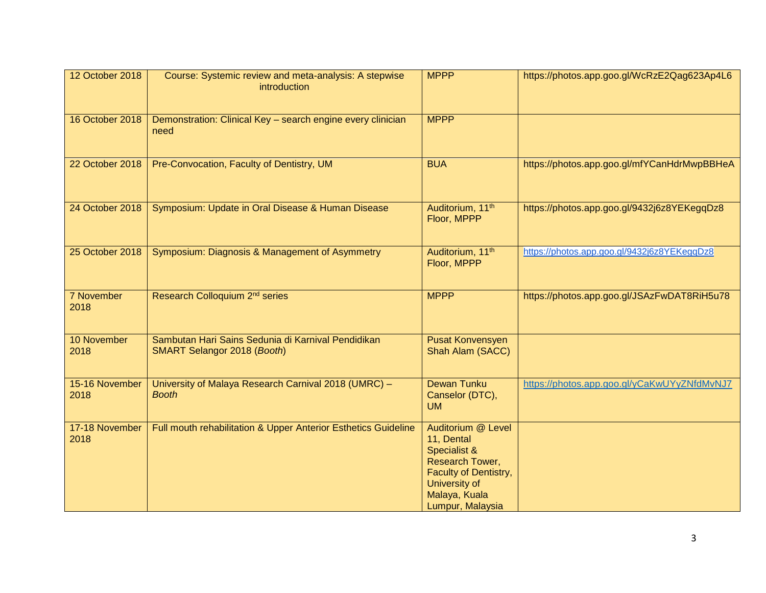| 12 October 2018 | Course: Systemic review and meta-analysis: A stepwise introduction | MPPP | https://photos.app.goo.gl/WcRzE2Qag623Ap4L6 |
|---|---|---|---|
| 16 October 2018 | Demonstration: Clinical Key – search engine every clinician need | MPPP | |
| 22 October 2018 | Pre-Convocation, Faculty of Dentistry, UM | BUA | https://photos.app.goo.gl/mfYCanHdrMwpBBHeA |
| 24 October 2018 | Symposium: Update in Oral Disease & Human Disease | Auditorium, 11th Floor, MPPP | https://photos.app.goo.gl/9432j6z8YEKegqDz8 |
| 25 October 2018 | Symposium: Diagnosis & Management of Asymmetry | Auditorium, 11th Floor, MPPP | https://photos.app.goo.gl/9432j6z8YEKegqDz8 |
| 7 November 2018 | Research Colloquium 2nd series | MPPP | https://photos.app.goo.gl/JSAzFwDAT8RiH5u78 |
| 10 November 2018 | Sambutan Hari Sains Sedunia di Karnival Pendidikan SMART Selangor 2018 (*Booth*) | Pusat Konvensyen Shah Alam (SACC) | |
| 15-16 November 2018 | University of Malaya Research Carnival 2018 (UMRC) – *Booth* | Dewan Tunku Canselor (DTC), UM | https://photos.app.goo.gl/yCaKwUYyZNfdMvNJ7 |
| 17-18 November 2018 | Full mouth rehabilitation & Upper Anterior Esthetics Guideline | Auditorium @ Level 11, Dental Specialist & Research Tower, Faculty of Dentistry, University of Malaya, Kuala Lumpur, Malaysia | |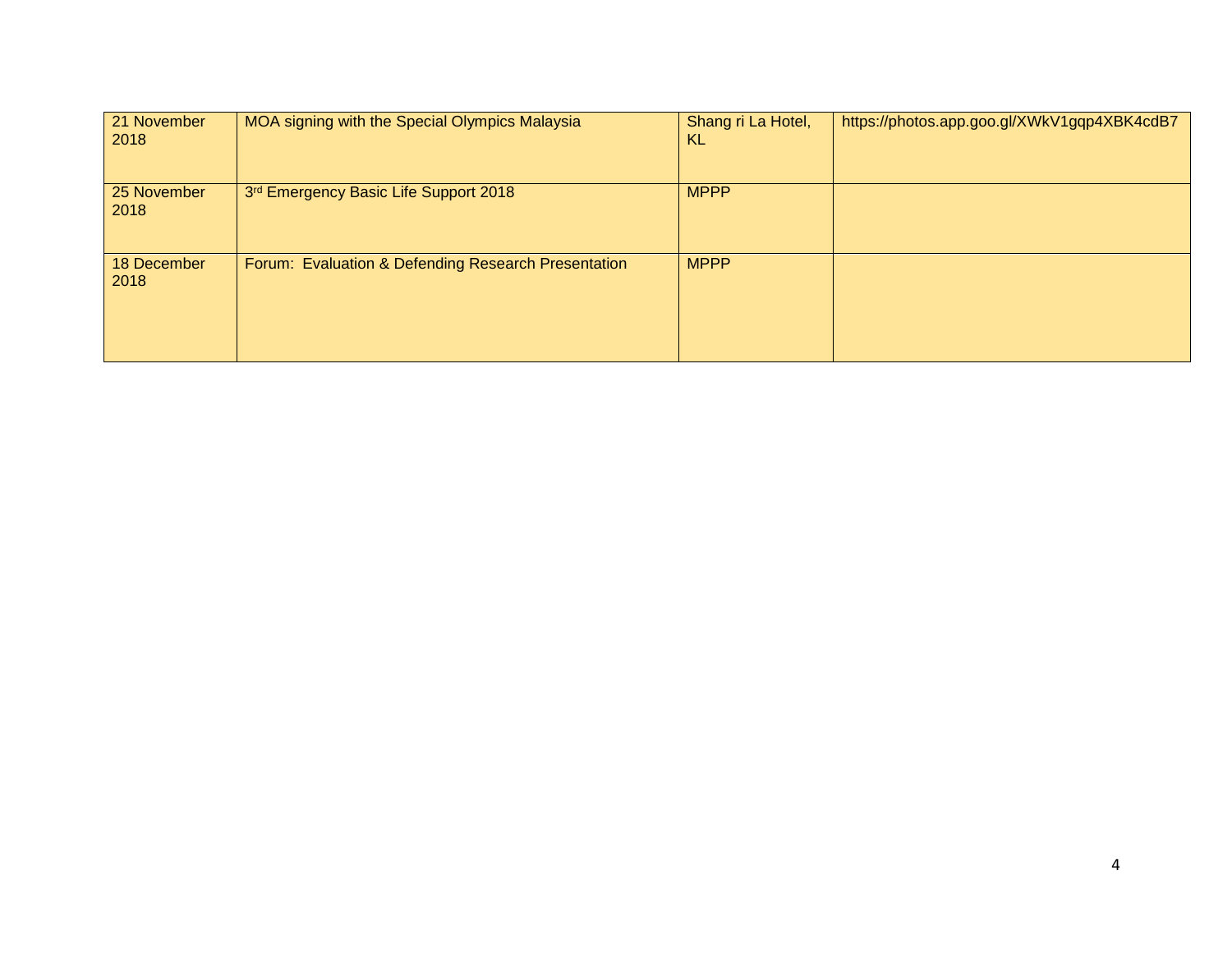| | | | |
|---|---|---|---|
| 21 November 2018 | MOA signing with the Special Olympics Malaysia | Shang ri La Hotel, KL | https://photos.app.goo.gl/XWkV1gqp4XBK4cdB7 |
| 25 November 2018 | 3rd Emergency Basic Life Support 2018 | MPPP | |
| 18 December 2018 | Forum: Evaluation & Defending Research Presentation | MPPP | |